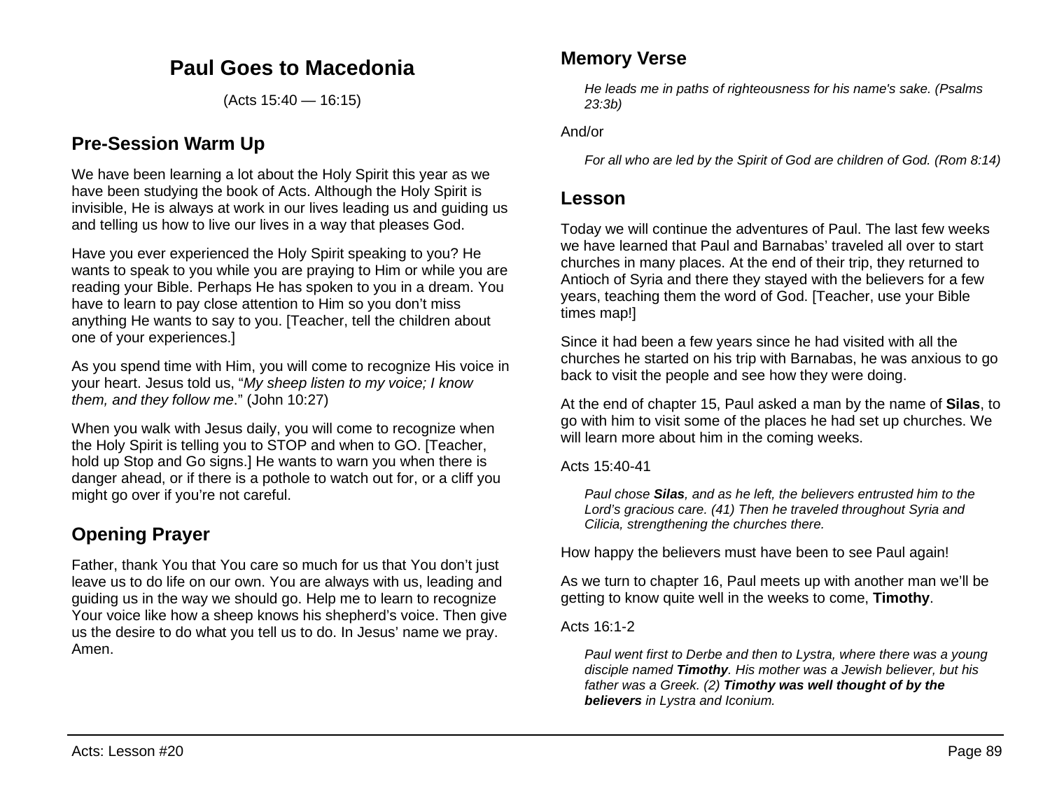# Paul Goes to Macedonia

(Acts 15:40 — 16:15)

## Pre-Session Warm Up

We have been learning a lot about the Holy Spirit this year as we have been studying the book of Acts. Although the Holy Spirit is invisible, He is always at work in our lives leading us and guiding us and telling us how to live our lives in a way that pleases God.

Have you ever experienced the Holy Spirit speaking to you? He wants to speak to you while you are praying to Him or while you are reading your Bible. Perhaps He has spoken to you in a dream. You have to learn to pay close attention to Him so you don't miss anything He wants to say to you. [Teacher, tell the children about one of your experiences.]

As you spend time with Him, you will come to recognize His voice in your heart. Jesus told us, "*My sheep listen to my voice; I know them, and they follow me*." (John 10:27)

When you walk with Jesus daily, you will come to recognize when the Holy Spirit is telling you to STOP and when to GO. [Teacher, hold up Stop and Go signs.] He wants to warn you when there is danger ahead, or if there is a pothole to watch out for, or a cliff you might go over if you're not careful.

## Opening Prayer

Father, thank You that You care so much for us that You don't just leave us to do life on our own. You are always with us, leading and guiding us in the way we should go. Help me to learn to recognize Your voice like how a sheep knows his shepherd's voice. Then give us the desire to do what you tell us to do. In Jesus' name we pray. Amen.

## Memory Verse

> *He leads me in paths of righteousness for his name's sake. (Psalms 23:3b)*

And/or

> *For all who are led by the Spirit of God are children of God. (Rom 8:14)*

## Lesson

Today we will continue the adventures of Paul. The last few weeks we have learned that Paul and Barnabas' traveled all over to start churches in many places. At the end of their trip, they returned to Antioch of Syria and there they stayed with the believers for a few years, teaching them the word of God. [Teacher, use your Bible times map!]

Since it had been a few years since he had visited with all the churches he started on his trip with Barnabas, he was anxious to go back to visit the people and see how they were doing.

At the end of chapter 15, Paul asked a man by the name of **Silas**, to go with him to visit some of the places he had set up churches. We will learn more about him in the coming weeks.

Acts 15:40-41

> *Paul chose **Silas**, and as he left, the believers entrusted him to the Lord's gracious care. (41) Then he traveled throughout Syria and Cilicia, strengthening the churches there.*

How happy the believers must have been to see Paul again!

As we turn to chapter 16, Paul meets up with another man we'll be getting to know quite well in the weeks to come, **Timothy**.

Acts 16:1-2

> *Paul went first to Derbe and then to Lystra, where there was a young disciple named **Timothy**. His mother was a Jewish believer, but his father was a Greek. (2) **Timothy was well thought of by the believers** in Lystra and Iconium.*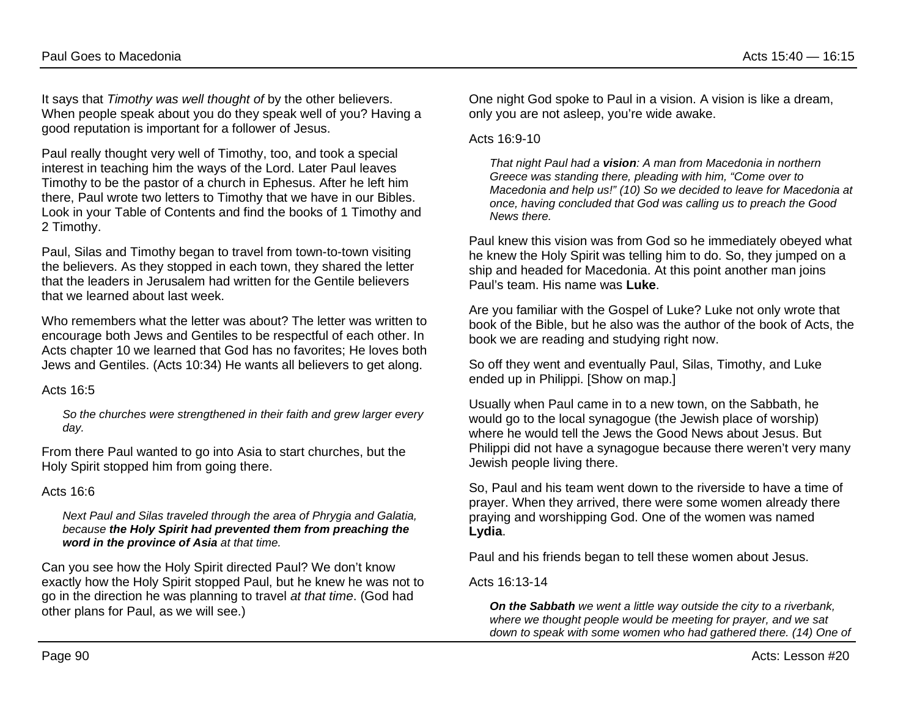It says that *Timothy was well thought of* by the other believers. When people speak about you do they speak well of you? Having a good reputation is important for a follower of Jesus.

Paul really thought very well of Timothy, too, and took a special interest in teaching him the ways of the Lord. Later Paul leaves Timothy to be the pastor of a church in Ephesus. After he left him there, Paul wrote two letters to Timothy that we have in our Bibles. Look in your Table of Contents and find the books of 1 Timothy and 2 Timothy.

Paul, Silas and Timothy began to travel from town-to-town visiting the believers. As they stopped in each town, they shared the letter that the leaders in Jerusalem had written for the Gentile believers that we learned about last week.

Who remembers what the letter was about? The letter was written to encourage both Jews and Gentiles to be respectful of each other. In Acts chapter 10 we learned that God has no favorites; He loves both Jews and Gentiles. (Acts 10:34) He wants all believers to get along.

Acts 16:5

> *So the churches were strengthened in their faith and grew larger every day.*

From there Paul wanted to go into Asia to start churches, but the Holy Spirit stopped him from going there.

Acts 16:6

> *Next Paul and Silas traveled through the area of Phrygia and Galatia, because **the Holy Spirit had prevented them from preaching the word in the province of Asia** at that time.*

Can you see how the Holy Spirit directed Paul? We don't know exactly how the Holy Spirit stopped Paul, but he knew he was not to go in the direction he was planning to travel *at that time*. (God had other plans for Paul, as we will see.)

One night God spoke to Paul in a vision. A vision is like a dream, only you are not asleep, you're wide awake.

Acts 16:9-10

> *That night Paul had a **vision**: A man from Macedonia in northern Greece was standing there, pleading with him, "Come over to Macedonia and help us!" (10) So we decided to leave for Macedonia at once, having concluded that God was calling us to preach the Good News there.*

Paul knew this vision was from God so he immediately obeyed what he knew the Holy Spirit was telling him to do. So, they jumped on a ship and headed for Macedonia. At this point another man joins Paul's team. His name was **Luke**.

Are you familiar with the Gospel of Luke? Luke not only wrote that book of the Bible, but he also was the author of the book of Acts, the book we are reading and studying right now.

So off they went and eventually Paul, Silas, Timothy, and Luke ended up in Philippi. [Show on map.]

Usually when Paul came in to a new town, on the Sabbath, he would go to the local synagogue (the Jewish place of worship) where he would tell the Jews the Good News about Jesus. But Philippi did not have a synagogue because there weren't very many Jewish people living there.

So, Paul and his team went down to the riverside to have a time of prayer. When they arrived, there were some women already there praying and worshipping God. One of the women was named **Lydia**.

Paul and his friends began to tell these women about Jesus.

Acts 16:13-14

> ***On the Sabbath** we went a little way outside the city to a riverbank, where we thought people would be meeting for prayer, and we sat down to speak with some women who had gathered there. (14) One of*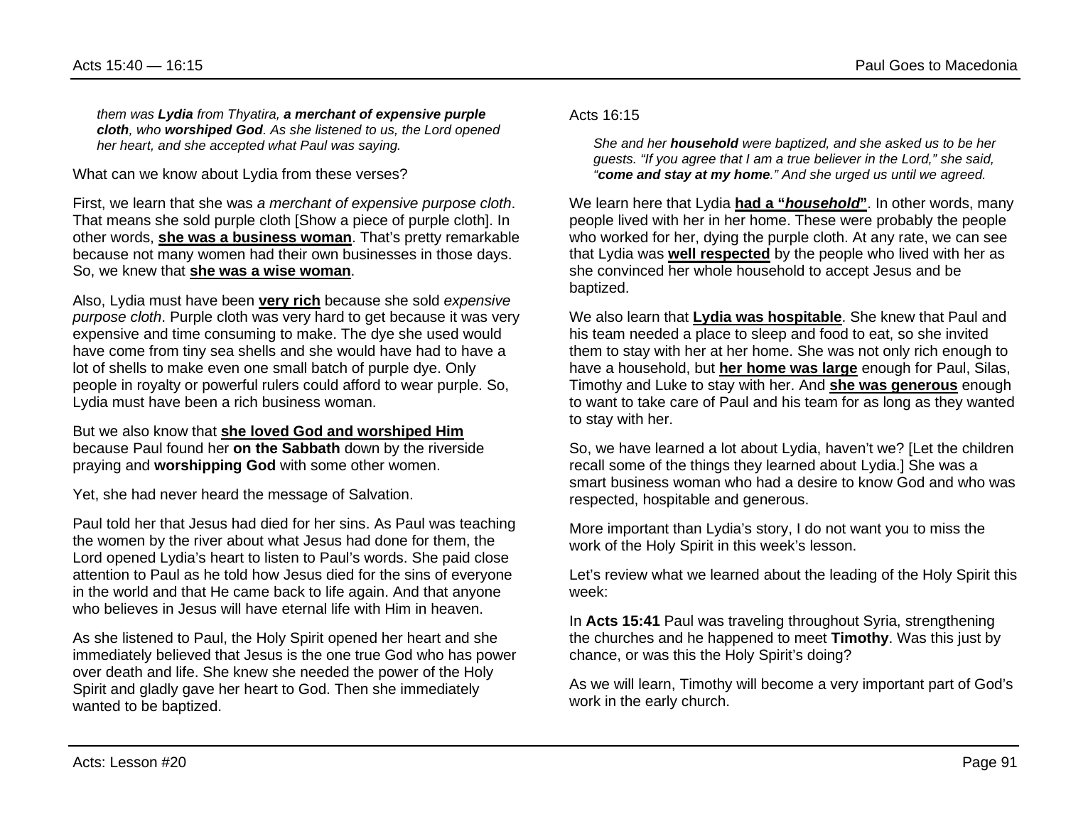*them was **Lydia** from Thyatira, **a merchant of expensive purple cloth**, who **worshiped God**. As she listened to us, the Lord opened her heart, and she accepted what Paul was saying.*

What can we know about Lydia from these verses?

First, we learn that she was *a merchant of expensive purpose cloth*. That means she sold purple cloth [Show a piece of purple cloth]. In other words, **she was a business woman**. That's pretty remarkable because not many women had their own businesses in those days. So, we knew that **she was a wise woman**.

Also, Lydia must have been **very rich** because she sold *expensive purpose cloth*. Purple cloth was very hard to get because it was very expensive and time consuming to make. The dye she used would have come from tiny sea shells and she would have had to have a lot of shells to make even one small batch of purple dye. Only people in royalty or powerful rulers could afford to wear purple. So, Lydia must have been a rich business woman.

But we also know that **she loved God and worshiped Him** because Paul found her **on the Sabbath** down by the riverside praying and **worshipping God** with some other women.

Yet, she had never heard the message of Salvation.

Paul told her that Jesus had died for her sins. As Paul was teaching the women by the river about what Jesus had done for them, the Lord opened Lydia's heart to listen to Paul's words. She paid close attention to Paul as he told how Jesus died for the sins of everyone in the world and that He came back to life again. And that anyone who believes in Jesus will have eternal life with Him in heaven.

As she listened to Paul, the Holy Spirit opened her heart and she immediately believed that Jesus is the one true God who has power over death and life. She knew she needed the power of the Holy Spirit and gladly gave her heart to God. Then she immediately wanted to be baptized.

Acts 16:15

*She and her **household** were baptized, and she asked us to be her guests. "If you agree that I am a true believer in the Lord," she said, "**come and stay at my home**." And she urged us until we agreed.*

We learn here that Lydia **had a "*household*"**. In other words, many people lived with her in her home. These were probably the people who worked for her, dying the purple cloth. At any rate, we can see that Lydia was **well respected** by the people who lived with her as she convinced her whole household to accept Jesus and be baptized.

We also learn that **Lydia was hospitable**. She knew that Paul and his team needed a place to sleep and food to eat, so she invited them to stay with her at her home. She was not only rich enough to have a household, but **her home was large** enough for Paul, Silas, Timothy and Luke to stay with her. And **she was generous** enough to want to take care of Paul and his team for as long as they wanted to stay with her.

So, we have learned a lot about Lydia, haven't we? [Let the children recall some of the things they learned about Lydia.] She was a smart business woman who had a desire to know God and who was respected, hospitable and generous.

More important than Lydia's story, I do not want you to miss the work of the Holy Spirit in this week's lesson.

Let's review what we learned about the leading of the Holy Spirit this week:

In **Acts 15:41** Paul was traveling throughout Syria, strengthening the churches and he happened to meet **Timothy**. Was this just by chance, or was this the Holy Spirit's doing?

As we will learn, Timothy will become a very important part of God's work in the early church.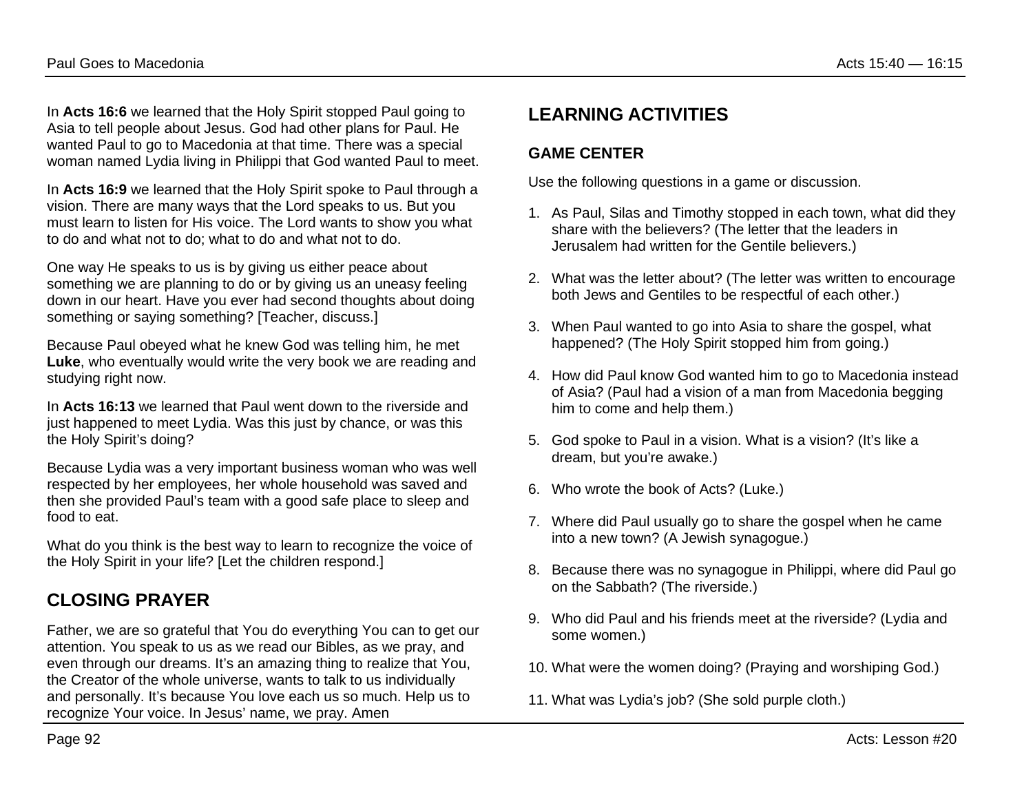In **Acts 16:6** we learned that the Holy Spirit stopped Paul going to Asia to tell people about Jesus. God had other plans for Paul. He wanted Paul to go to Macedonia at that time. There was a special woman named Lydia living in Philippi that God wanted Paul to meet.

In **Acts 16:9** we learned that the Holy Spirit spoke to Paul through a vision. There are many ways that the Lord speaks to us. But you must learn to listen for His voice. The Lord wants to show you what to do and what not to do; what to do and what not to do.

One way He speaks to us is by giving us either peace about something we are planning to do or by giving us an uneasy feeling down in our heart. Have you ever had second thoughts about doing something or saying something? [Teacher, discuss.]

Because Paul obeyed what he knew God was telling him, he met **Luke**, who eventually would write the very book we are reading and studying right now.

In **Acts 16:13** we learned that Paul went down to the riverside and just happened to meet Lydia. Was this just by chance, or was this the Holy Spirit's doing?

Because Lydia was a very important business woman who was well respected by her employees, her whole household was saved and then she provided Paul's team with a good safe place to sleep and food to eat.

What do you think is the best way to learn to recognize the voice of the Holy Spirit in your life? [Let the children respond.]

## CLOSING PRAYER

Father, we are so grateful that You do everything You can to get our attention. You speak to us as we read our Bibles, as we pray, and even through our dreams. It's an amazing thing to realize that You, the Creator of the whole universe, wants to talk to us individually and personally. It's because You love each us so much. Help us to recognize Your voice. In Jesus' name, we pray. Amen

## LEARNING ACTIVITIES

### GAME CENTER

Use the following questions in a game or discussion.

1. As Paul, Silas and Timothy stopped in each town, what did they share with the believers? (The letter that the leaders in Jerusalem had written for the Gentile believers.)
2. What was the letter about? (The letter was written to encourage both Jews and Gentiles to be respectful of each other.)
3. When Paul wanted to go into Asia to share the gospel, what happened? (The Holy Spirit stopped him from going.)
4. How did Paul know God wanted him to go to Macedonia instead of Asia? (Paul had a vision of a man from Macedonia begging him to come and help them.)
5. God spoke to Paul in a vision. What is a vision? (It's like a dream, but you're awake.)
6. Who wrote the book of Acts? (Luke.)
7. Where did Paul usually go to share the gospel when he came into a new town? (A Jewish synagogue.)
8. Because there was no synagogue in Philippi, where did Paul go on the Sabbath? (The riverside.)
9. Who did Paul and his friends meet at the riverside? (Lydia and some women.)
10. What were the women doing? (Praying and worshiping God.)
11. What was Lydia's job? (She sold purple cloth.)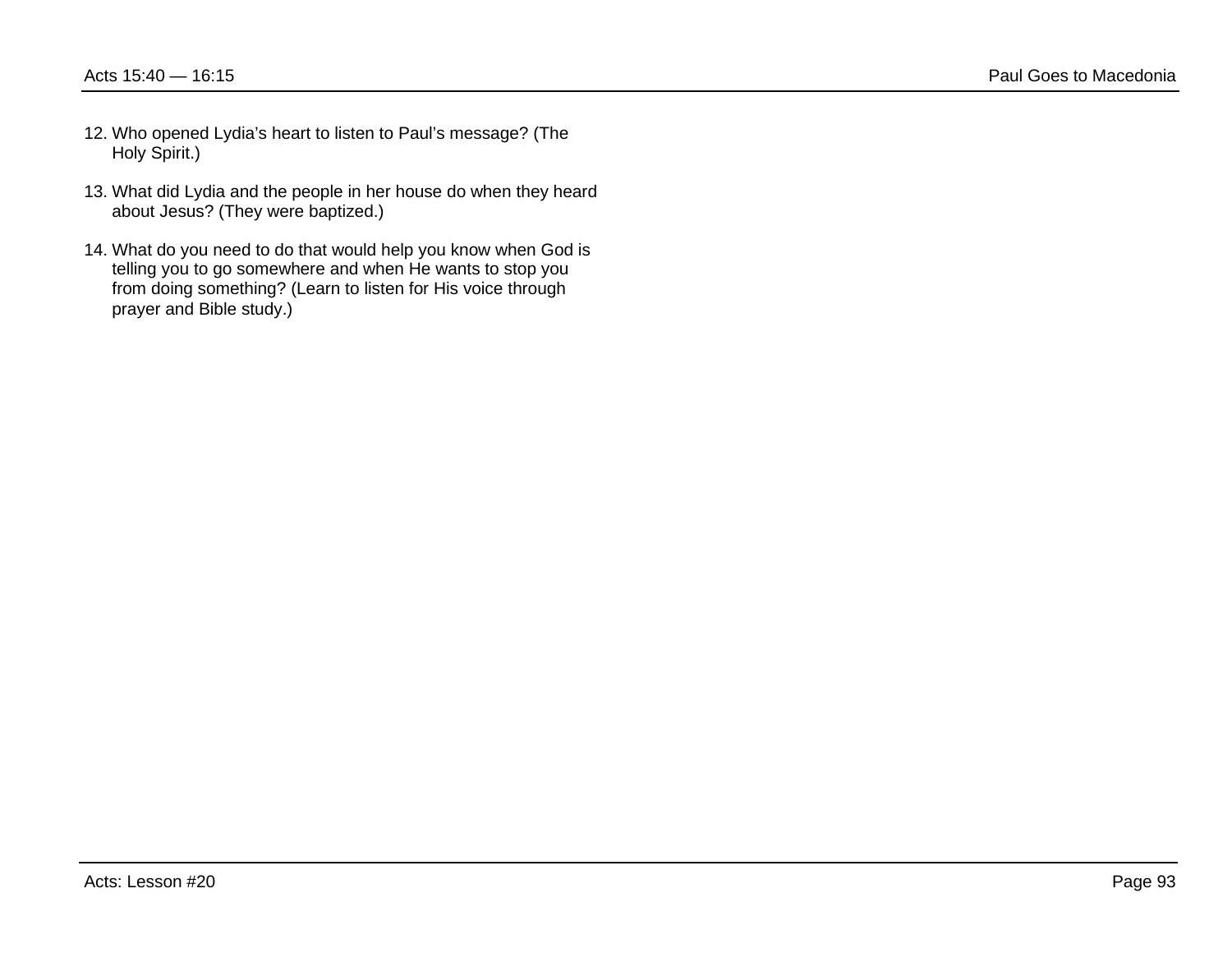12. Who opened Lydia’s heart to listen to Paul’s message? (The Holy Spirit.)

13. What did Lydia and the people in her house do when they heard about Jesus? (They were baptized.)

14. What do you need to do that would help you know when God is telling you to go somewhere and when He wants to stop you from doing something? (Learn to listen for His voice through prayer and Bible study.)